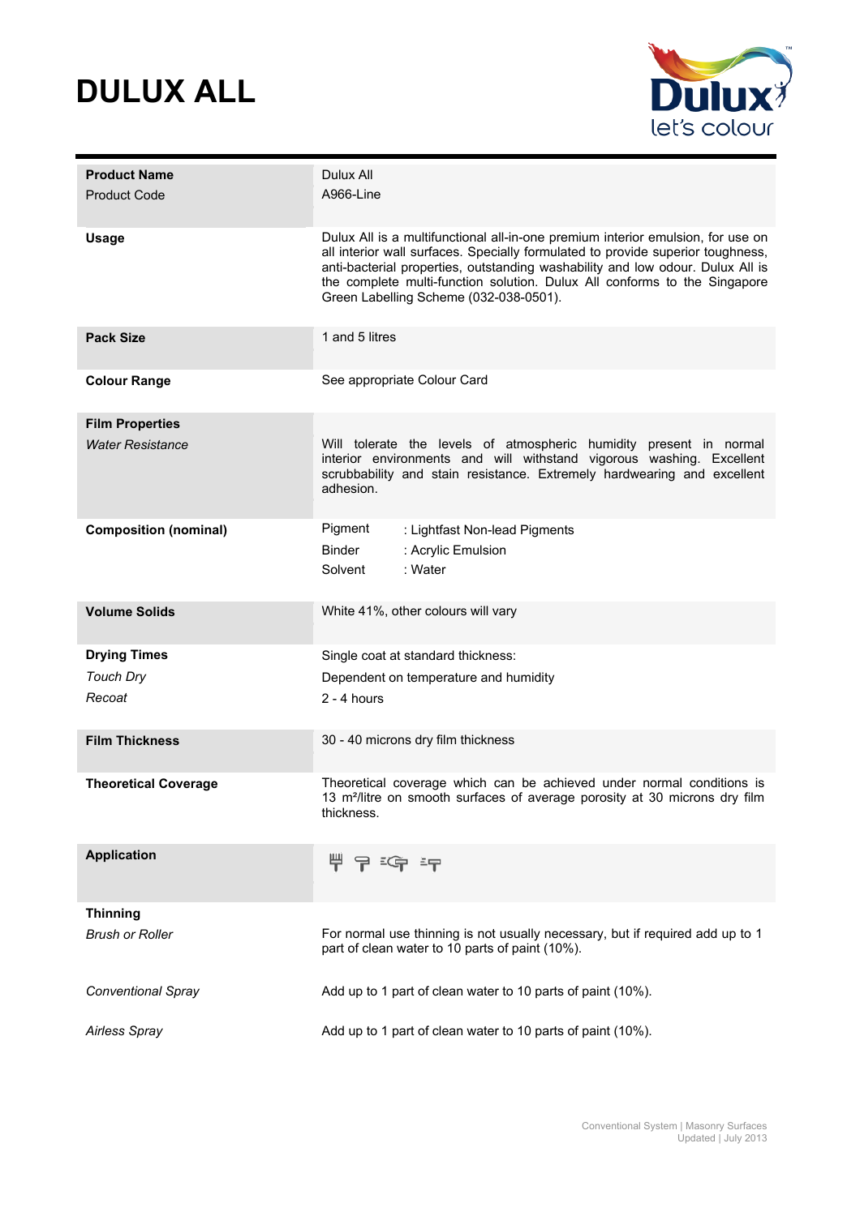# DULUX ALL

| | |
|---|---|
| **Product Name** | Dulux All |
| Product Code | A966-Line |
| **Usage** | Dulux All is a multifunctional all-in-one premium interior emulsion, for use on all interior wall surfaces. Specially formulated to provide superior toughness, anti-bacterial properties, outstanding washability and low odour. Dulux All is the complete multi-function solution. Dulux All conforms to the Singapore Green Labelling Scheme (032-038-0501). |
| **Pack Size** | 1 and 5 litres |
| **Colour Range** | See appropriate Colour Card |
| **Film Properties** | |
| *Water Resistance* | Will tolerate the levels of atmospheric humidity present in normal interior environments and will withstand vigorous washing. Excellent scrubbability and stain resistance. Extremely hardwearing and excellent adhesion. |
| **Composition (nominal)** | Pigment : Lightfast Non-lead Pigments<br>Binder : Acrylic Emulsion<br>Solvent : Water |
| **Volume Solids** | White 41%, other colours will vary |
| **Drying Times** | Single coat at standard thickness: |
| *Touch Dry* | Dependent on temperature and humidity |
| *Recoat* | 2 - 4 hours |
| **Film Thickness** | 30 - 40 microns dry film thickness |
| **Theoretical Coverage** | Theoretical coverage which can be achieved under normal conditions is 13 m²/litre on smooth surfaces of average porosity at 30 microns dry film thickness. |
| **Application** | |
| **Thinning** | |
| *Brush or Roller* | For normal use thinning is not usually necessary, but if required add up to 1 part of clean water to 10 parts of paint (10%). |
| *Conventional Spray* | Add up to 1 part of clean water to 10 parts of paint (10%). |
| *Airless Spray* | Add up to 1 part of clean water to 10 parts of paint (10%). |

Conventional System | Masonry Surfaces
Updated | July 2013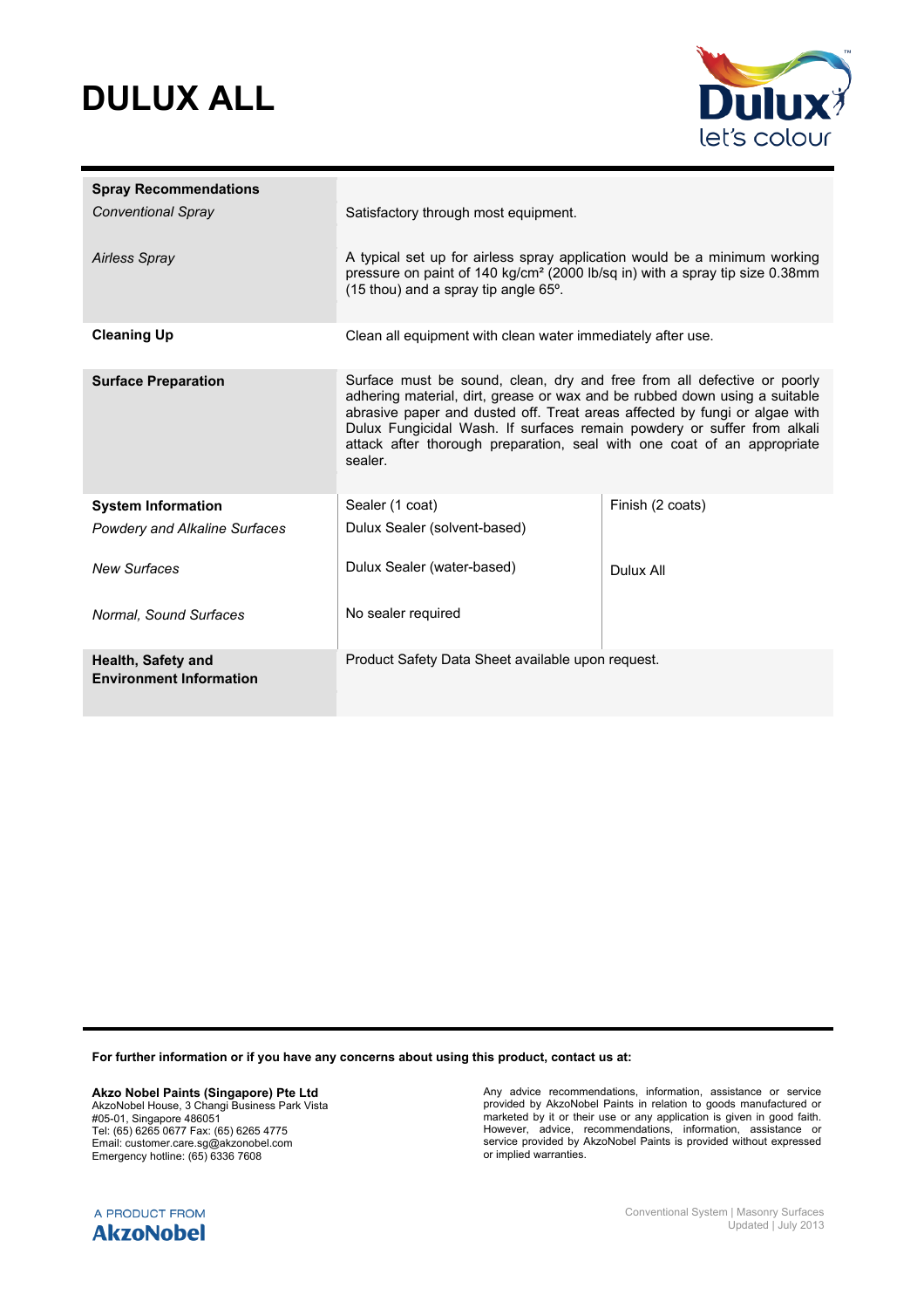# DULUX ALL

| | | |
|---|---|---|
| **Spray Recommendations** | | |
| *Conventional Spray* | Satisfactory through most equipment. | |
| *Airless Spray* | A typical set up for airless spray application would be a minimum working pressure on paint of 140 kg/cm² (2000 lb/sq in) with a spray tip size 0.38mm (15 thou) and a spray tip angle 65º. | |
| **Cleaning Up** | Clean all equipment with clean water immediately after use. | |
| **Surface Preparation** | Surface must be sound, clean, dry and free from all defective or poorly adhering material, dirt, grease or wax and be rubbed down using a suitable abrasive paper and dusted off. Treat areas affected by fungi or algae with Dulux Fungicidal Wash. If surfaces remain powdery or suffer from alkali attack after thorough preparation, seal with one coat of an appropriate sealer. | |
| **System Information** | Sealer (1 coat) | Finish (2 coats) |
| *Powdery and Alkaline Surfaces* | Dulux Sealer (solvent-based) | |
| *New Surfaces* | Dulux Sealer (water-based) | Dulux All |
| *Normal, Sound Surfaces* | No sealer required | |
| **Health, Safety and Environment Information** | Product Safety Data Sheet available upon request. | |

**For further information or if you have any concerns about using this product, contact us at:**

**Akzo Nobel Paints (Singapore) Pte Ltd**
AkzoNobel House, 3 Changi Business Park Vista
#05-01, Singapore 486051
Tel: (65) 6265 0677 Fax: (65) 6265 4775
Email: customer.care.sg@akzonobel.com
Emergency hotline: (65) 6336 7608

Any advice recommendations, information, assistance or service provided by AkzoNobel Paints in relation to goods manufactured or marketed by it or their use or any application is given in good faith. However, advice, recommendations, information, assistance or service provided by AkzoNobel Paints is provided without expressed or implied warranties.

A PRODUCT FROM AkzoNobel

Conventional System | Masonry Surfaces
Updated | July 2013